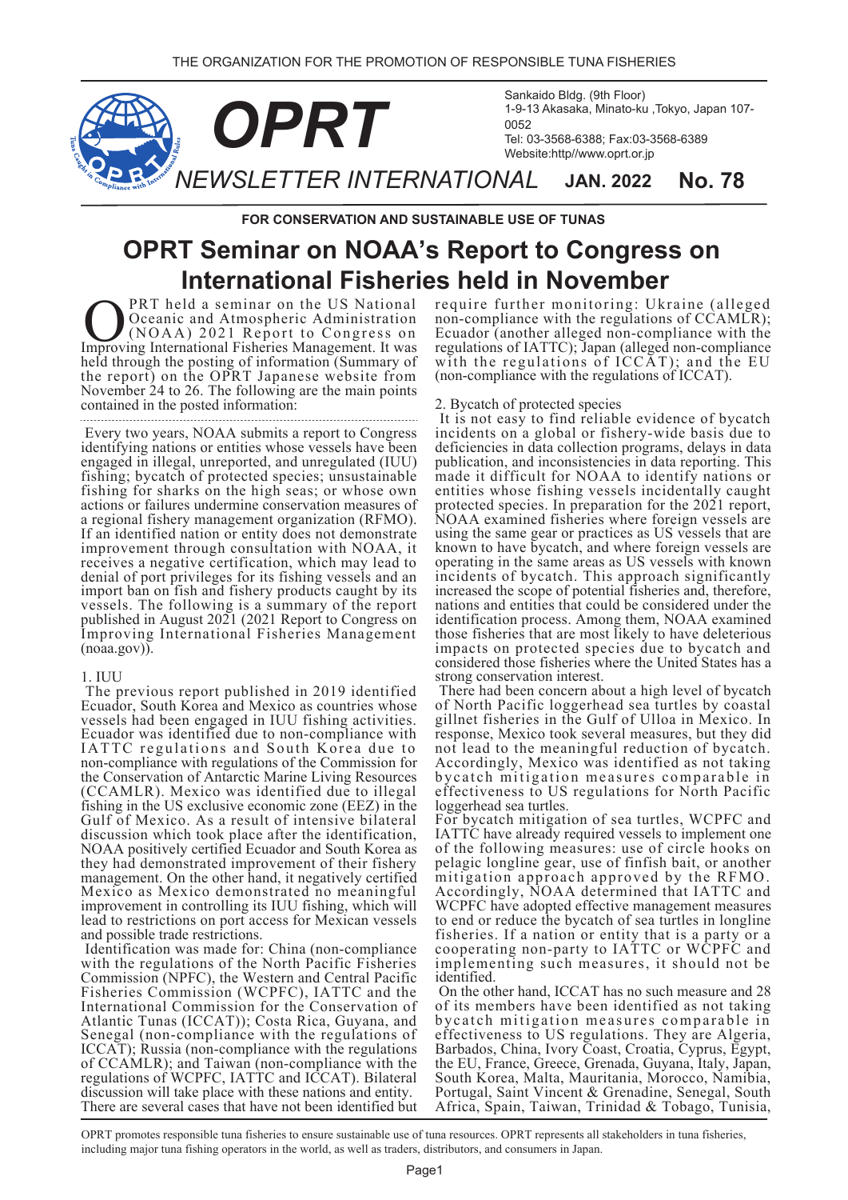THE ORGANIZATION FOR THE PROMOTION OF RESPONSIBLE TUNA FISHERIES

# OPRT

Sankaido Bldg. (9th Floor)
1-9-13 Akasaka, Minato-ku ,Tokyo, Japan 107-0052
Tel: 03-3568-6388; Fax:03-3568-6389
Website:http//www.oprt.or.jp

NEWSLETTER INTERNATIONAL **JAN. 2022** **No. 78**

**FOR CONSERVATION AND SUSTAINABLE USE OF TUNAS**

# OPRT Seminar on NOAA's Report to Congress on International Fisheries held in November

OPRT held a seminar on the US National Oceanic and Atmospheric Administration (NOAA) 2021 Report to Congress on Improving International Fisheries Management. It was held through the posting of information (Summary of the report) on the OPRT Japanese website from November 24 to 26. The following are the main points contained in the posted information:

---

Every two years, NOAA submits a report to Congress identifying nations or entities whose vessels have been engaged in illegal, unreported, and unregulated (IUU) fishing; bycatch of protected species; unsustainable fishing for sharks on the high seas; or whose own actions or failures undermine conservation measures of a regional fishery management organization (RFMO). If an identified nation or entity does not demonstrate improvement through consultation with NOAA, it receives a negative certification, which may lead to denial of port privileges for its fishing vessels and an import ban on fish and fishery products caught by its vessels. The following is a summary of the report published in August 2021 (2021 Report to Congress on Improving International Fisheries Management (noaa.gov)).

1. IUU

The previous report published in 2019 identified Ecuador, South Korea and Mexico as countries whose vessels had been engaged in IUU fishing activities. Ecuador was identified due to non-compliance with IATTC regulations and South Korea due to non-compliance with regulations of the Commission for the Conservation of Antarctic Marine Living Resources (CCAMLR). Mexico was identified due to illegal fishing in the US exclusive economic zone (EEZ) in the Gulf of Mexico. As a result of intensive bilateral discussion which took place after the identification, NOAA positively certified Ecuador and South Korea as they had demonstrated improvement of their fishery management. On the other hand, it negatively certified Mexico as Mexico demonstrated no meaningful improvement in controlling its IUU fishing, which will lead to restrictions on port access for Mexican vessels and possible trade restrictions.

Identification was made for: China (non-compliance with the regulations of the North Pacific Fisheries Commission (NPFC), the Western and Central Pacific Fisheries Commission (WCPFC), IATTC and the International Commission for the Conservation of Atlantic Tunas (ICCAT)); Costa Rica, Guyana, and Senegal (non-compliance with the regulations of ICCAT); Russia (non-compliance with the regulations of CCAMLR); and Taiwan (non-compliance with the regulations of WCPFC, IATTC and ICCAT). Bilateral discussion will take place with these nations and entity.

There are several cases that have not been identified but require further monitoring: Ukraine (alleged non-compliance with the regulations of CCAMLR); Ecuador (another alleged non-compliance with the regulations of IATTC); Japan (alleged non-compliance with the regulations of ICCAT); and the EU (non-compliance with the regulations of ICCAT).

2. Bycatch of protected species

It is not easy to find reliable evidence of bycatch incidents on a global or fishery-wide basis due to deficiencies in data collection programs, delays in data publication, and inconsistencies in data reporting. This made it difficult for NOAA to identify nations or entities whose fishing vessels incidentally caught protected species. In preparation for the 2021 report, NOAA examined fisheries where foreign vessels are using the same gear or practices as US vessels that are known to have bycatch, and where foreign vessels are operating in the same areas as US vessels with known incidents of bycatch. This approach significantly increased the scope of potential fisheries and, therefore, nations and entities that could be considered under the identification process. Among them, NOAA examined those fisheries that are most likely to have deleterious impacts on protected species due to bycatch and considered those fisheries where the United States has a strong conservation interest.

There had been concern about a high level of bycatch of North Pacific loggerhead sea turtles by coastal gillnet fisheries in the Gulf of Ulloa in Mexico. In response, Mexico took several measures, but they did not lead to the meaningful reduction of bycatch. Accordingly, Mexico was identified as not taking bycatch mitigation measures comparable in effectiveness to US regulations for North Pacific loggerhead sea turtles.

For bycatch mitigation of sea turtles, WCPFC and IATTC have already required vessels to implement one of the following measures: use of circle hooks on pelagic longline gear, use of finfish bait, or another mitigation approach approved by the RFMO. Accordingly, NOAA determined that IATTC and WCPFC have adopted effective management measures to end or reduce the bycatch of sea turtles in longline fisheries. If a nation or entity that is a party or a cooperating non-party to IATTC or WCPFC and implementing such measures, it should not be identified.

On the other hand, ICCAT has no such measure and 28 of its members have been identified as not taking bycatch mitigation measures comparable in effectiveness to US regulations. They are Algeria, Barbados, China, Ivory Coast, Croatia, Cyprus, Egypt, the EU, France, Greece, Grenada, Guyana, Italy, Japan, South Korea, Malta, Mauritania, Morocco, Namibia, Portugal, Saint Vincent & Grenadine, Senegal, South Africa, Spain, Taiwan, Trinidad & Tobago, Tunisia,

---

OPRT promotes responsible tuna fisheries to ensure sustainable use of tuna resources. OPRT represents all stakeholders in tuna fisheries, including major tuna fishing operators in the world, as well as traders, distributors, and consumers in Japan.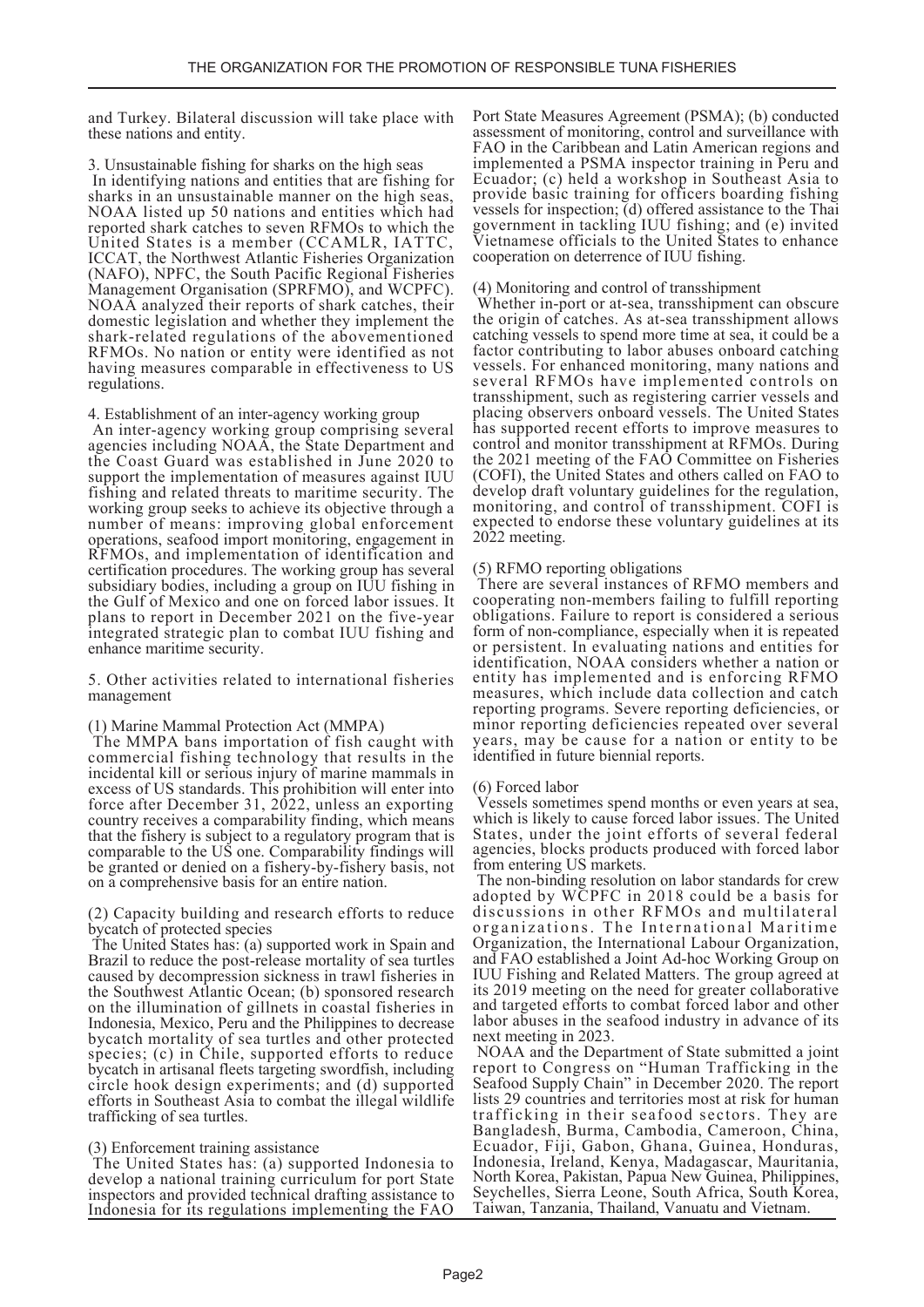and Turkey. Bilateral discussion will take place with these nations and entity.

3. Unsustainable fishing for sharks on the high seas

In identifying nations and entities that are fishing for sharks in an unsustainable manner on the high seas, NOAA listed up 50 nations and entities which had reported shark catches to seven RFMOs to which the United States is a member (CCAMLR, IATTC, ICCAT, the Northwest Atlantic Fisheries Organization (NAFO), NPFC, the South Pacific Regional Fisheries Management Organisation (SPRFMO), and WCPFC). NOAA analyzed their reports of shark catches, their domestic legislation and whether they implement the shark-related regulations of the abovementioned RFMOs. No nation or entity were identified as not having measures comparable in effectiveness to US regulations.

4. Establishment of an inter-agency working group

An inter-agency working group comprising several agencies including NOAA, the State Department and the Coast Guard was established in June 2020 to support the implementation of measures against IUU fishing and related threats to maritime security. The working group seeks to achieve its objective through a number of means: improving global enforcement operations, seafood import monitoring, engagement in RFMOs, and implementation of identification and certification procedures. The working group has several subsidiary bodies, including a group on IUU fishing in the Gulf of Mexico and one on forced labor issues. It plans to report in December 2021 on the five-year integrated strategic plan to combat IUU fishing and enhance maritime security.

5. Other activities related to international fisheries management

(1) Marine Mammal Protection Act (MMPA)

The MMPA bans importation of fish caught with commercial fishing technology that results in the incidental kill or serious injury of marine mammals in excess of US standards. This prohibition will enter into force after December 31, 2022, unless an exporting country receives a comparability finding, which means that the fishery is subject to a regulatory program that is comparable to the US one. Comparability findings will be granted or denied on a fishery-by-fishery basis, not on a comprehensive basis for an entire nation.

(2) Capacity building and research efforts to reduce bycatch of protected species

The United States has: (a) supported work in Spain and Brazil to reduce the post-release mortality of sea turtles caused by decompression sickness in trawl fisheries in the Southwest Atlantic Ocean; (b) sponsored research on the illumination of gillnets in coastal fisheries in Indonesia, Mexico, Peru and the Philippines to decrease bycatch mortality of sea turtles and other protected species; (c) in Chile, supported efforts to reduce bycatch in artisanal fleets targeting swordfish, including circle hook design experiments; and (d) supported efforts in Southeast Asia to combat the illegal wildlife trafficking of sea turtles.

(3) Enforcement training assistance

The United States has: (a) supported Indonesia to develop a national training curriculum for port State inspectors and provided technical drafting assistance to Indonesia for its regulations implementing the FAO Port State Measures Agreement (PSMA); (b) conducted assessment of monitoring, control and surveillance with FAO in the Caribbean and Latin American regions and implemented a PSMA inspector training in Peru and Ecuador; (c) held a workshop in Southeast Asia to provide basic training for officers boarding fishing vessels for inspection; (d) offered assistance to the Thai government in tackling IUU fishing; and (e) invited Vietnamese officials to the United States to enhance cooperation on deterrence of IUU fishing.

(4) Monitoring and control of transshipment

Whether in-port or at-sea, transshipment can obscure the origin of catches. As at-sea transshipment allows catching vessels to spend more time at sea, it could be a factor contributing to labor abuses onboard catching vessels. For enhanced monitoring, many nations and several RFMOs have implemented controls on transshipment, such as registering carrier vessels and placing observers onboard vessels. The United States has supported recent efforts to improve measures to control and monitor transshipment at RFMOs. During the 2021 meeting of the FAO Committee on Fisheries (COFI), the United States and others called on FAO to develop draft voluntary guidelines for the regulation, monitoring, and control of transshipment. COFI is expected to endorse these voluntary guidelines at its 2022 meeting.

(5) RFMO reporting obligations

There are several instances of RFMO members and cooperating non-members failing to fulfill reporting obligations. Failure to report is considered a serious form of non-compliance, especially when it is repeated or persistent. In evaluating nations and entities for identification, NOAA considers whether a nation or entity has implemented and is enforcing RFMO measures, which include data collection and catch reporting programs. Severe reporting deficiencies, or minor reporting deficiencies repeated over several years, may be cause for a nation or entity to be identified in future biennial reports.

(6) Forced labor

Vessels sometimes spend months or even years at sea, which is likely to cause forced labor issues. The United States, under the joint efforts of several federal agencies, blocks products produced with forced labor from entering US markets.

The non-binding resolution on labor standards for crew adopted by WCPFC in 2018 could be a basis for discussions in other RFMOs and multilateral organizations. The International Maritime Organization, the International Labour Organization, and FAO established a Joint Ad-hoc Working Group on IUU Fishing and Related Matters. The group agreed at its 2019 meeting on the need for greater collaborative and targeted efforts to combat forced labor and other labor abuses in the seafood industry in advance of its next meeting in 2023.

NOAA and the Department of State submitted a joint report to Congress on "Human Trafficking in the Seafood Supply Chain" in December 2020. The report lists 29 countries and territories most at risk for human trafficking in their seafood sectors. They are Bangladesh, Burma, Cambodia, Cameroon, China, Ecuador, Fiji, Gabon, Ghana, Guinea, Honduras, Indonesia, Ireland, Kenya, Madagascar, Mauritania, North Korea, Pakistan, Papua New Guinea, Philippines, Seychelles, Sierra Leone, South Africa, South Korea, Taiwan, Tanzania, Thailand, Vanuatu and Vietnam.